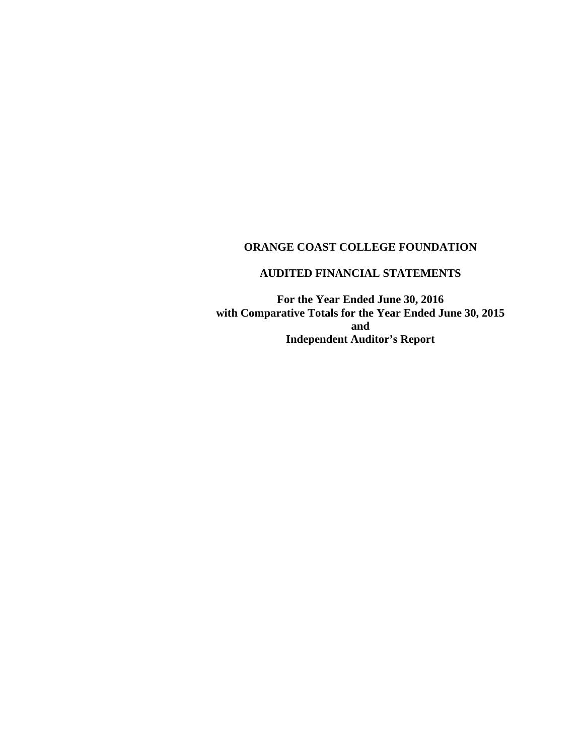# ORANGE COAST COLLEGE FOUNDATION

## AUDITED FINANCIAL STATEMENTS

**For the Year Ended June 30, 2016**
**with Comparative Totals for the Year Ended June 30, 2015**
**and**
**Independent Auditor's Report**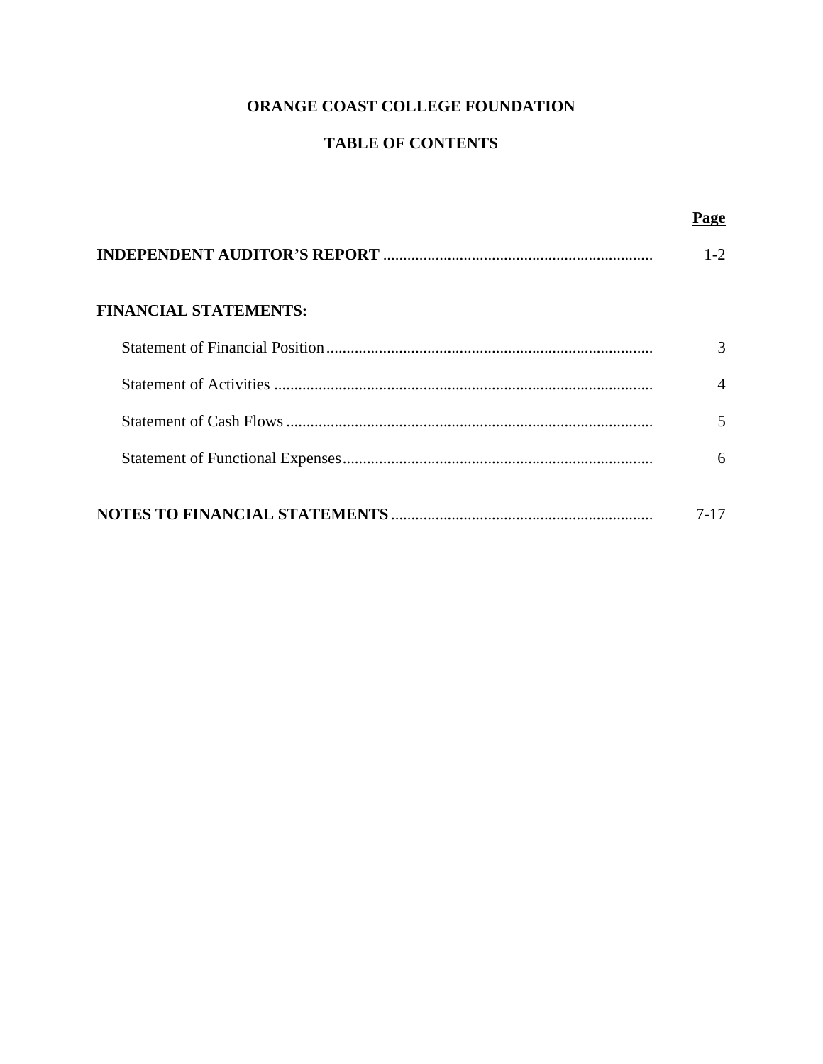# ORANGE COAST COLLEGE FOUNDATION

## TABLE OF CONTENTS

| | Page |
|---|---|
| **INDEPENDENT AUDITOR'S REPORT** | 1-2 |
| **FINANCIAL STATEMENTS:** | |
| Statement of Financial Position | 3 |
| Statement of Activities | 4 |
| Statement of Cash Flows | 5 |
| Statement of Functional Expenses | 6 |
| **NOTES TO FINANCIAL STATEMENTS** | 7-17 |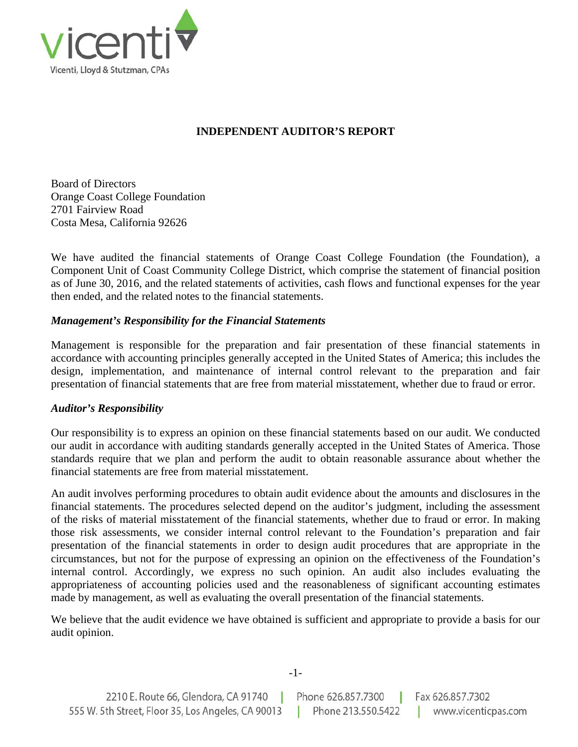Vicenti, Lloyd & Stutzman, CPAs

## INDEPENDENT AUDITOR'S REPORT

Board of Directors
Orange Coast College Foundation
2701 Fairview Road
Costa Mesa, California 92626

We have audited the financial statements of Orange Coast College Foundation (the Foundation), a Component Unit of Coast Community College District, which comprise the statement of financial position as of June 30, 2016, and the related statements of activities, cash flows and functional expenses for the year then ended, and the related notes to the financial statements.

### *Management's Responsibility for the Financial Statements*

Management is responsible for the preparation and fair presentation of these financial statements in accordance with accounting principles generally accepted in the United States of America; this includes the design, implementation, and maintenance of internal control relevant to the preparation and fair presentation of financial statements that are free from material misstatement, whether due to fraud or error.

### *Auditor's Responsibility*

Our responsibility is to express an opinion on these financial statements based on our audit. We conducted our audit in accordance with auditing standards generally accepted in the United States of America. Those standards require that we plan and perform the audit to obtain reasonable assurance about whether the financial statements are free from material misstatement.

An audit involves performing procedures to obtain audit evidence about the amounts and disclosures in the financial statements. The procedures selected depend on the auditor's judgment, including the assessment of the risks of material misstatement of the financial statements, whether due to fraud or error. In making those risk assessments, we consider internal control relevant to the Foundation's preparation and fair presentation of the financial statements in order to design audit procedures that are appropriate in the circumstances, but not for the purpose of expressing an opinion on the effectiveness of the Foundation's internal control. Accordingly, we express no such opinion. An audit also includes evaluating the appropriateness of accounting policies used and the reasonableness of significant accounting estimates made by management, as well as evaluating the overall presentation of the financial statements.

We believe that the audit evidence we have obtained is sufficient and appropriate to provide a basis for our audit opinion.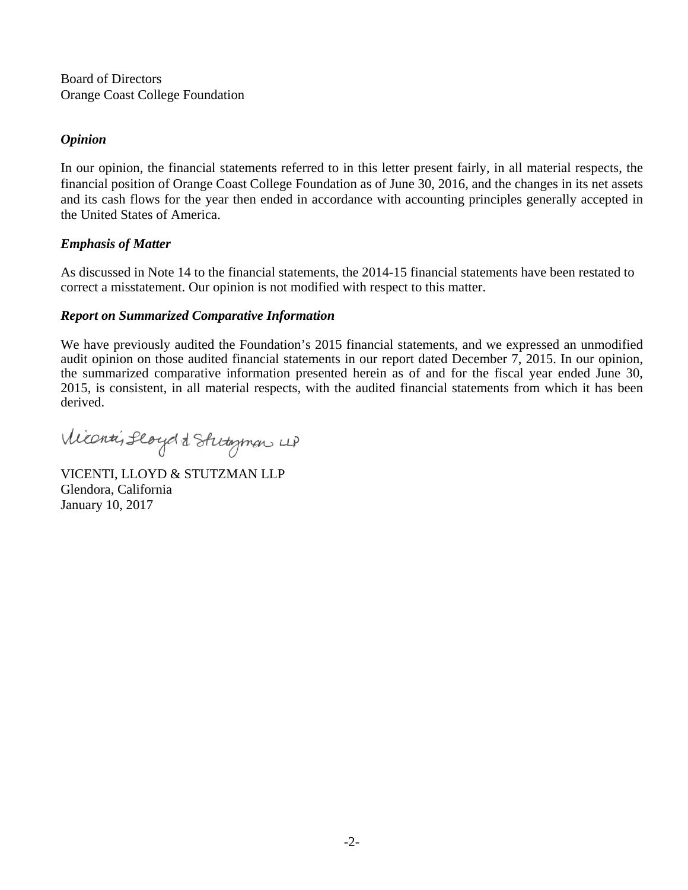Board of Directors
Orange Coast College Foundation

***Opinion***

In our opinion, the financial statements referred to in this letter present fairly, in all material respects, the financial position of Orange Coast College Foundation as of June 30, 2016, and the changes in its net assets and its cash flows for the year then ended in accordance with accounting principles generally accepted in the United States of America.

***Emphasis of Matter***

As discussed in Note 14 to the financial statements, the 2014-15 financial statements have been restated to correct a misstatement. Our opinion is not modified with respect to this matter.

***Report on Summarized Comparative Information***

We have previously audited the Foundation's 2015 financial statements, and we expressed an unmodified audit opinion on those audited financial statements in our report dated December 7, 2015. In our opinion, the summarized comparative information presented herein as of and for the fiscal year ended June 30, 2015, is consistent, in all material respects, with the audited financial statements from which it has been derived.

*Vicenti, Lloyd & Stutzman LLP*

VICENTI, LLOYD & STUTZMAN LLP
Glendora, California
January 10, 2017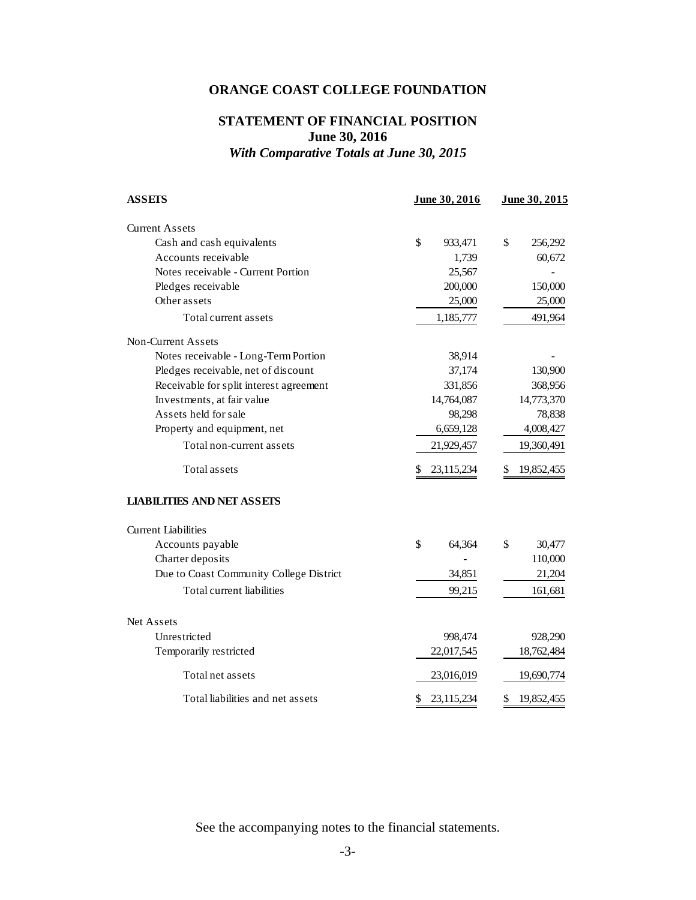# ORANGE COAST COLLEGE FOUNDATION

## STATEMENT OF FINANCIAL POSITION
## June 30, 2016
### *With Comparative Totals at June 30, 2015*

| **ASSETS** | June 30, 2016 | June 30, 2015 |
|---|---|---|
| Current Assets | | |
| Cash and cash equivalents | $ 933,471 | $ 256,292 |
| Accounts receivable | 1,739 | 60,672 |
| Notes receivable - Current Portion | 25,567 | - |
| Pledges receivable | 200,000 | 150,000 |
| Other assets | 25,000 | 25,000 |
| Total current assets | 1,185,777 | 491,964 |
| Non-Current Assets | | |
| Notes receivable - Long-Term Portion | 38,914 | - |
| Pledges receivable, net of discount | 37,174 | 130,900 |
| Receivable for split interest agreement | 331,856 | 368,956 |
| Investments, at fair value | 14,764,087 | 14,773,370 |
| Assets held for sale | 98,298 | 78,838 |
| Property and equipment, net | 6,659,128 | 4,008,427 |
| Total non-current assets | 21,929,457 | 19,360,491 |
| Total assets | $ 23,115,234 | $ 19,852,455 |
| **LIABILITIES AND NET ASSETS** | | |
| Current Liabilities | | |
| Accounts payable | $ 64,364 | $ 30,477 |
| Charter deposits | - | 110,000 |
| Due to Coast Community College District | 34,851 | 21,204 |
| Total current liabilities | 99,215 | 161,681 |
| Net Assets | | |
| Unrestricted | 998,474 | 928,290 |
| Temporarily restricted | 22,017,545 | 18,762,484 |
| Total net assets | 23,016,019 | 19,690,774 |
| Total liabilities and net assets | $ 23,115,234 | $ 19,852,455 |

See the accompanying notes to the financial statements.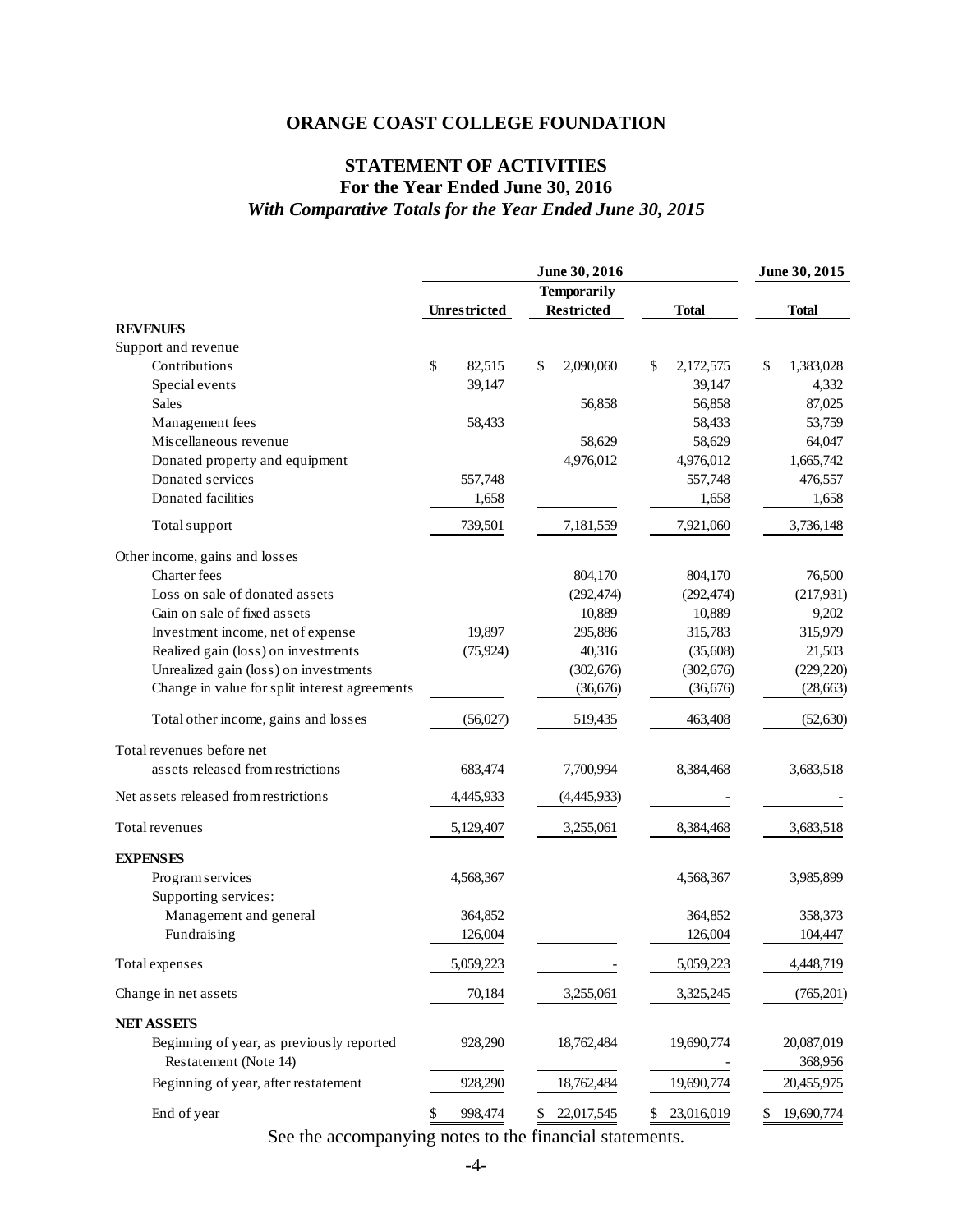# ORANGE COAST COLLEGE FOUNDATION

## STATEMENT OF ACTIVITIES

### For the Year Ended June 30, 2016

### *With Comparative Totals for the Year Ended June 30, 2015*

| | June 30, 2016 | | | June 30, 2015 |
|---|---|---|---|---|
| | **Unrestricted** | **Temporarily Restricted** | **Total** | **Total** |
| **REVENUES** | | | | |
| Support and revenue | | | | |
| Contributions | $ 82,515 | $ 2,090,060 | $ 2,172,575 | $ 1,383,028 |
| Special events | 39,147 | | 39,147 | 4,332 |
| Sales | | 56,858 | 56,858 | 87,025 |
| Management fees | 58,433 | | 58,433 | 53,759 |
| Miscellaneous revenue | | 58,629 | 58,629 | 64,047 |
| Donated property and equipment | | 4,976,012 | 4,976,012 | 1,665,742 |
| Donated services | 557,748 | | 557,748 | 476,557 |
| Donated facilities | 1,658 | | 1,658 | 1,658 |
| Total support | 739,501 | 7,181,559 | 7,921,060 | 3,736,148 |
| Other income, gains and losses | | | | |
| Charter fees | | 804,170 | 804,170 | 76,500 |
| Loss on sale of donated assets | | (292,474) | (292,474) | (217,931) |
| Gain on sale of fixed assets | | 10,889 | 10,889 | 9,202 |
| Investment income, net of expense | 19,897 | 295,886 | 315,783 | 315,979 |
| Realized gain (loss) on investments | (75,924) | 40,316 | (35,608) | 21,503 |
| Unrealized gain (loss) on investments | | (302,676) | (302,676) | (229,220) |
| Change in value for split interest agreements | | (36,676) | (36,676) | (28,663) |
| Total other income, gains and losses | (56,027) | 519,435 | 463,408 | (52,630) |
| Total revenues before net assets released from restrictions | 683,474 | 7,700,994 | 8,384,468 | 3,683,518 |
| Net assets released from restrictions | 4,445,933 | (4,445,933) | - | - |
| Total revenues | 5,129,407 | 3,255,061 | 8,384,468 | 3,683,518 |
| **EXPENSES** | | | | |
| Program services | 4,568,367 | | 4,568,367 | 3,985,899 |
| Supporting services: | | | | |
| Management and general | 364,852 | | 364,852 | 358,373 |
| Fundraising | 126,004 | | 126,004 | 104,447 |
| Total expenses | 5,059,223 | - | 5,059,223 | 4,448,719 |
| Change in net assets | 70,184 | 3,255,061 | 3,325,245 | (765,201) |
| **NET ASSETS** | | | | |
| Beginning of year, as previously reported | 928,290 | 18,762,484 | 19,690,774 | 20,087,019 |
| Restatement (Note 14) | | | - | 368,956 |
| Beginning of year, after restatement | 928,290 | 18,762,484 | 19,690,774 | 20,455,975 |
| End of year | $ 998,474 | $ 22,017,545 | $ 23,016,019 | $ 19,690,774 |

See the accompanying notes to the financial statements.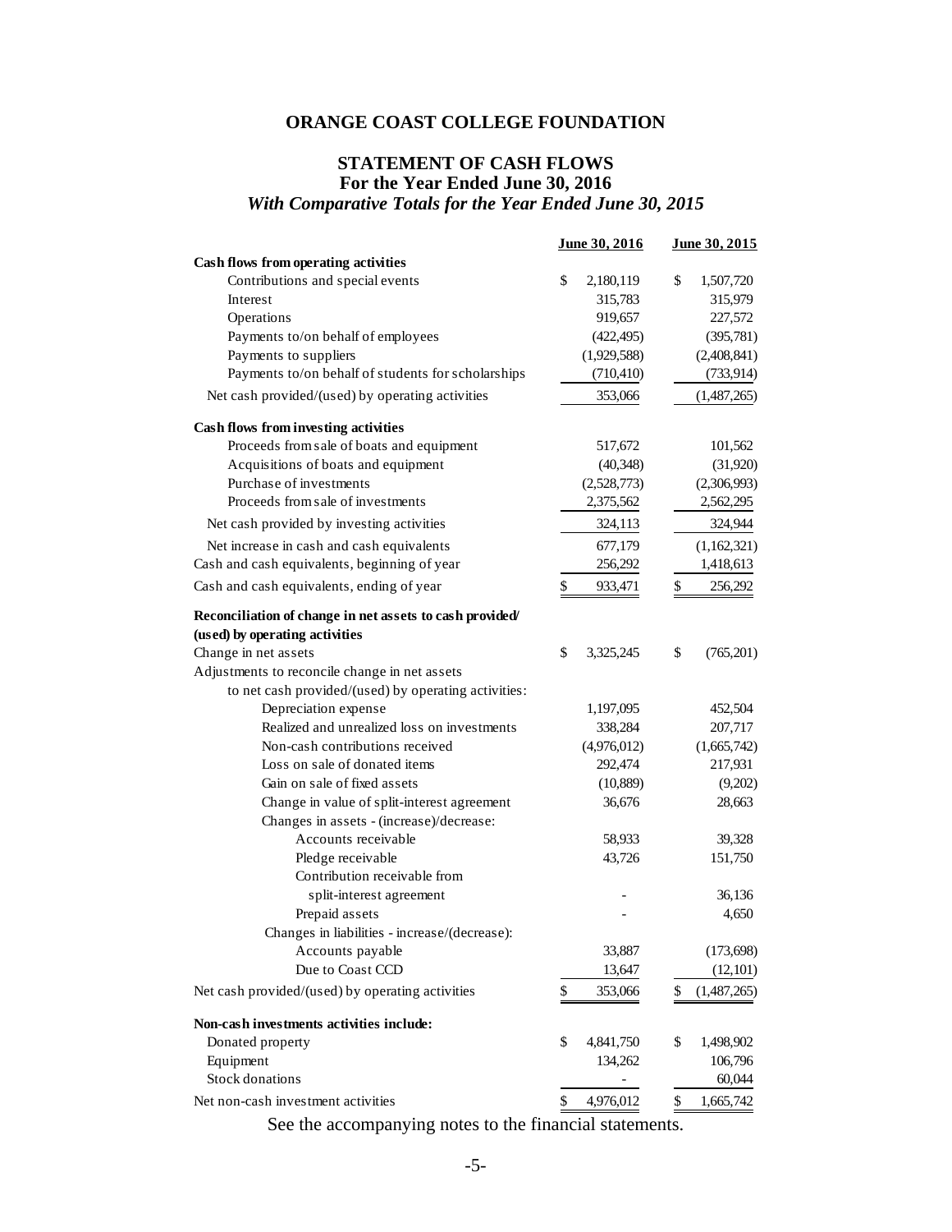# ORANGE COAST COLLEGE FOUNDATION

## STATEMENT OF CASH FLOWS
### For the Year Ended June 30, 2016
### *With Comparative Totals for the Year Ended June 30, 2015*

| | June 30, 2016 | June 30, 2015 |
|---|---|---|
| **Cash flows from operating activities** | | |
| Contributions and special events | $ 2,180,119 | $ 1,507,720 |
| Interest | 315,783 | 315,979 |
| Operations | 919,657 | 227,572 |
| Payments to/on behalf of employees | (422,495) | (395,781) |
| Payments to suppliers | (1,929,588) | (2,408,841) |
| Payments to/on behalf of students for scholarships | (710,410) | (733,914) |
| Net cash provided/(used) by operating activities | 353,066 | (1,487,265) |
| **Cash flows from investing activities** | | |
| Proceeds from sale of boats and equipment | 517,672 | 101,562 |
| Acquisitions of boats and equipment | (40,348) | (31,920) |
| Purchase of investments | (2,528,773) | (2,306,993) |
| Proceeds from sale of investments | 2,375,562 | 2,562,295 |
| Net cash provided by investing activities | 324,113 | 324,944 |
| Net increase in cash and cash equivalents | 677,179 | (1,162,321) |
| Cash and cash equivalents, beginning of year | 256,292 | 1,418,613 |
| Cash and cash equivalents, ending of year | $ 933,471 | $ 256,292 |
| **Reconciliation of change in net assets to cash provided/ (used) by operating activities** | | |
| Change in net assets | $ 3,325,245 | $ (765,201) |
| Adjustments to reconcile change in net assets to net cash provided/(used) by operating activities: | | |
| Depreciation expense | 1,197,095 | 452,504 |
| Realized and unrealized loss on investments | 338,284 | 207,717 |
| Non-cash contributions received | (4,976,012) | (1,665,742) |
| Loss on sale of donated items | 292,474 | 217,931 |
| Gain on sale of fixed assets | (10,889) | (9,202) |
| Change in value of split-interest agreement | 36,676 | 28,663 |
| Changes in assets - (increase)/decrease: | | |
| Accounts receivable | 58,933 | 39,328 |
| Pledge receivable | 43,726 | 151,750 |
| Contribution receivable from split-interest agreement | - | 36,136 |
| Prepaid assets | - | 4,650 |
| Changes in liabilities - increase/(decrease): | | |
| Accounts payable | 33,887 | (173,698) |
| Due to Coast CCD | 13,647 | (12,101) |
| Net cash provided/(used) by operating activities | $ 353,066 | $ (1,487,265) |
| **Non-cash investments activities include:** | | |
| Donated property | $ 4,841,750 | $ 1,498,902 |
| Equipment | 134,262 | 106,796 |
| Stock donations | - | 60,044 |
| Net non-cash investment activities | $ 4,976,012 | $ 1,665,742 |

See the accompanying notes to the financial statements.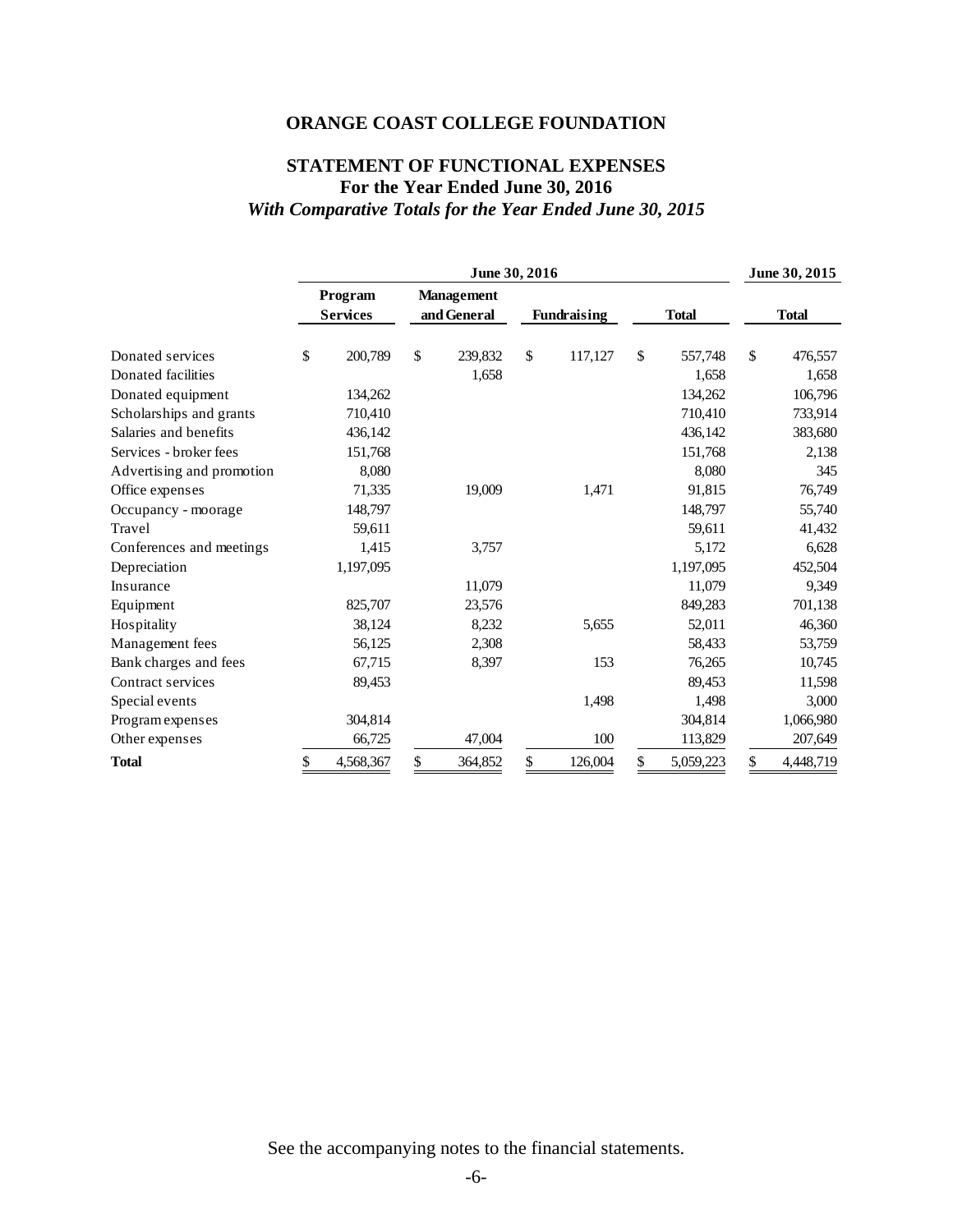# ORANGE COAST COLLEGE FOUNDATION

## STATEMENT OF FUNCTIONAL EXPENSES
### For the Year Ended June 30, 2016
### *With Comparative Totals for the Year Ended June 30, 2015*

| | June 30, 2016 | | | | June 30, 2015 |
|---|---|---|---|---|---|
| | Program Services | Management and General | Fundraising | Total | Total |
| Donated services | $ 200,789 | $ 239,832 | $ 117,127 | $ 557,748 | $ 476,557 |
| Donated facilities | | 1,658 | | 1,658 | 1,658 |
| Donated equipment | 134,262 | | | 134,262 | 106,796 |
| Scholarships and grants | 710,410 | | | 710,410 | 733,914 |
| Salaries and benefits | 436,142 | | | 436,142 | 383,680 |
| Services - broker fees | 151,768 | | | 151,768 | 2,138 |
| Advertising and promotion | 8,080 | | | 8,080 | 345 |
| Office expenses | 71,335 | 19,009 | 1,471 | 91,815 | 76,749 |
| Occupancy - moorage | 148,797 | | | 148,797 | 55,740 |
| Travel | 59,611 | | | 59,611 | 41,432 |
| Conferences and meetings | 1,415 | 3,757 | | 5,172 | 6,628 |
| Depreciation | 1,197,095 | | | 1,197,095 | 452,504 |
| Insurance | | 11,079 | | 11,079 | 9,349 |
| Equipment | 825,707 | 23,576 | | 849,283 | 701,138 |
| Hospitality | 38,124 | 8,232 | 5,655 | 52,011 | 46,360 |
| Management fees | 56,125 | 2,308 | | 58,433 | 53,759 |
| Bank charges and fees | 67,715 | 8,397 | 153 | 76,265 | 10,745 |
| Contract services | 89,453 | | | 89,453 | 11,598 |
| Special events | | | 1,498 | 1,498 | 3,000 |
| Program expenses | 304,814 | | | 304,814 | 1,066,980 |
| Other expenses | 66,725 | 47,004 | 100 | 113,829 | 207,649 |
| **Total** | $ 4,568,367 | $ 364,852 | $ 126,004 | $ 5,059,223 | $ 4,448,719 |

See the accompanying notes to the financial statements.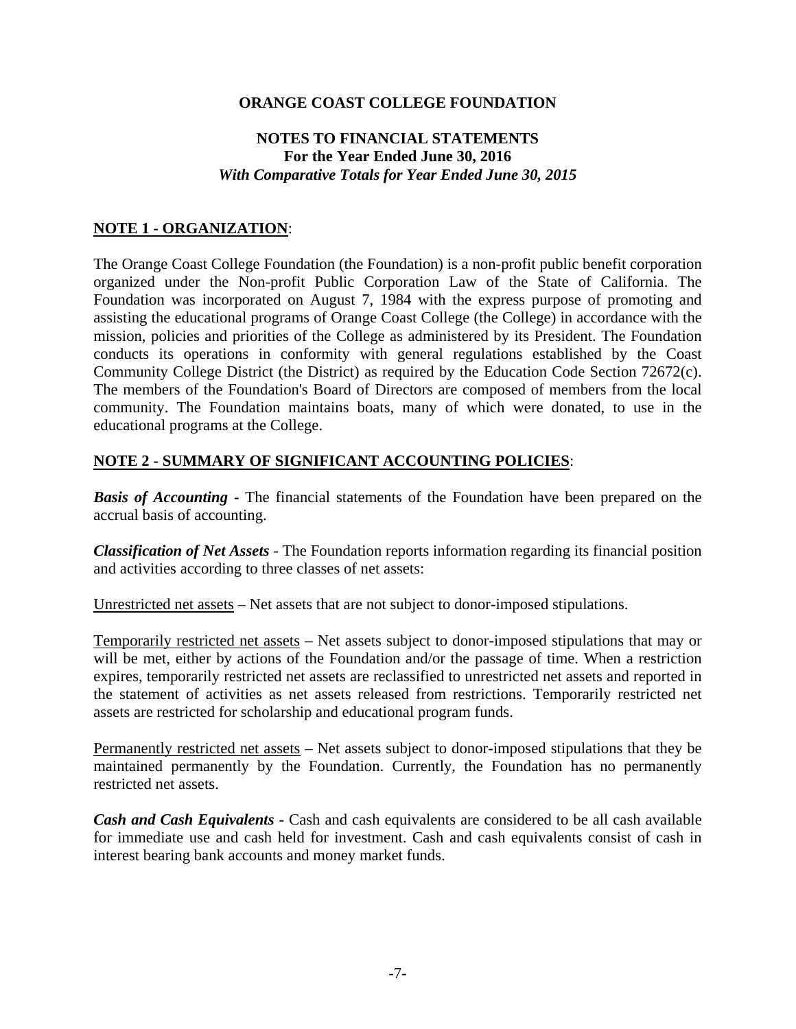# ORANGE COAST COLLEGE FOUNDATION

## NOTES TO FINANCIAL STATEMENTS
**For the Year Ended June 30, 2016**
***With Comparative Totals for Year Ended June 30, 2015***

### NOTE 1 - ORGANIZATION:

The Orange Coast College Foundation (the Foundation) is a non-profit public benefit corporation organized under the Non-profit Public Corporation Law of the State of California. The Foundation was incorporated on August 7, 1984 with the express purpose of promoting and assisting the educational programs of Orange Coast College (the College) in accordance with the mission, policies and priorities of the College as administered by its President. The Foundation conducts its operations in conformity with general regulations established by the Coast Community College District (the District) as required by the Education Code Section 72672(c). The members of the Foundation's Board of Directors are composed of members from the local community. The Foundation maintains boats, many of which were donated, to use in the educational programs at the College.

### NOTE 2 - SUMMARY OF SIGNIFICANT ACCOUNTING POLICIES:

***Basis of Accounting*** - The financial statements of the Foundation have been prepared on the accrual basis of accounting.

***Classification of Net Assets*** - The Foundation reports information regarding its financial position and activities according to three classes of net assets:

Unrestricted net assets – Net assets that are not subject to donor-imposed stipulations.

Temporarily restricted net assets – Net assets subject to donor-imposed stipulations that may or will be met, either by actions of the Foundation and/or the passage of time. When a restriction expires, temporarily restricted net assets are reclassified to unrestricted net assets and reported in the statement of activities as net assets released from restrictions. Temporarily restricted net assets are restricted for scholarship and educational program funds.

Permanently restricted net assets – Net assets subject to donor-imposed stipulations that they be maintained permanently by the Foundation. Currently, the Foundation has no permanently restricted net assets.

***Cash and Cash Equivalents*** - Cash and cash equivalents are considered to be all cash available for immediate use and cash held for investment. Cash and cash equivalents consist of cash in interest bearing bank accounts and money market funds.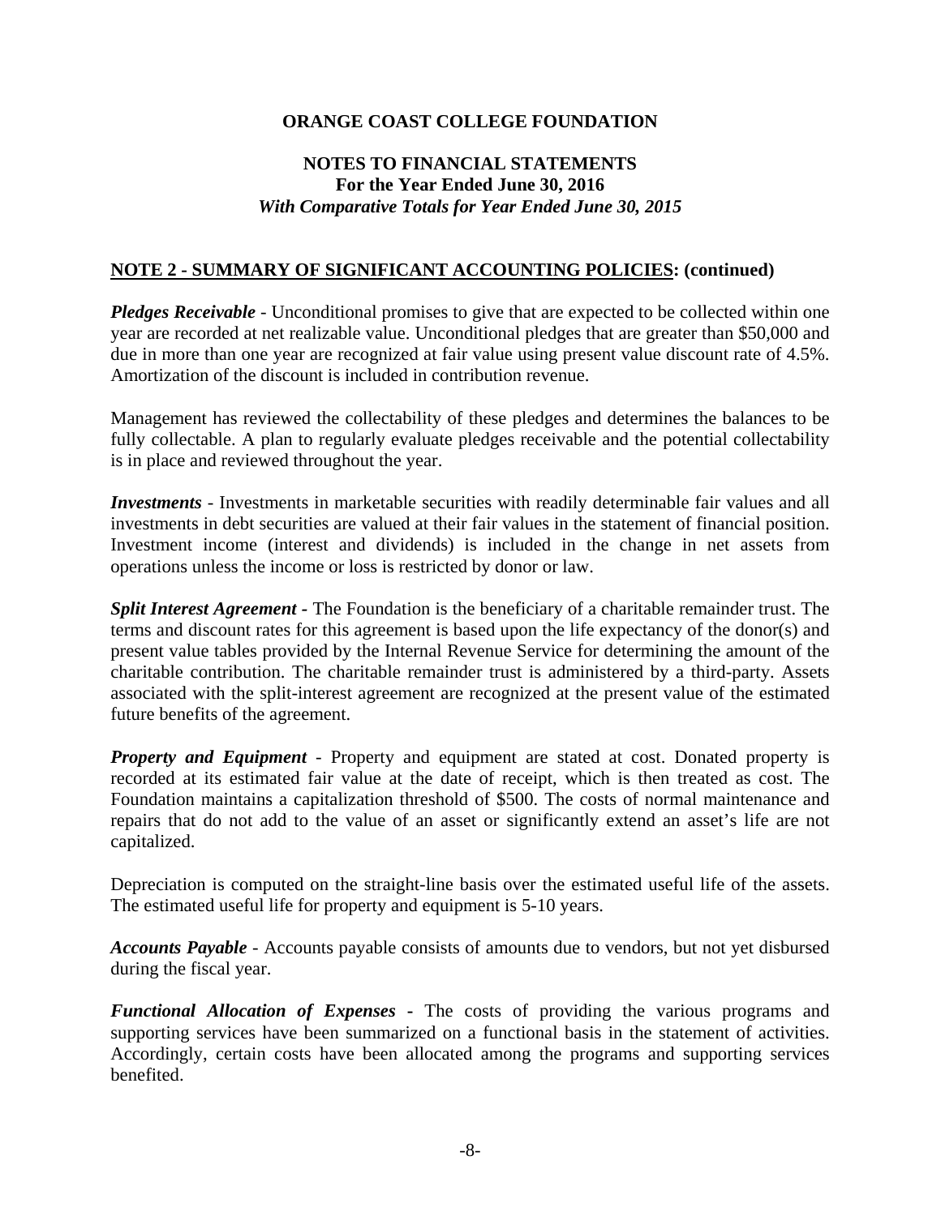# ORANGE COAST COLLEGE FOUNDATION

## NOTES TO FINANCIAL STATEMENTS
**For the Year Ended June 30, 2016**
***With Comparative Totals for Year Ended June 30, 2015***

### NOTE 2 - SUMMARY OF SIGNIFICANT ACCOUNTING POLICIES: (continued)

***Pledges Receivable*** - Unconditional promises to give that are expected to be collected within one year are recorded at net realizable value. Unconditional pledges that are greater than $50,000 and due in more than one year are recognized at fair value using present value discount rate of 4.5%. Amortization of the discount is included in contribution revenue.

Management has reviewed the collectability of these pledges and determines the balances to be fully collectable. A plan to regularly evaluate pledges receivable and the potential collectability is in place and reviewed throughout the year.

***Investments*** - Investments in marketable securities with readily determinable fair values and all investments in debt securities are valued at their fair values in the statement of financial position. Investment income (interest and dividends) is included in the change in net assets from operations unless the income or loss is restricted by donor or law.

***Split Interest Agreement*** **-** The Foundation is the beneficiary of a charitable remainder trust. The terms and discount rates for this agreement is based upon the life expectancy of the donor(s) and present value tables provided by the Internal Revenue Service for determining the amount of the charitable contribution. The charitable remainder trust is administered by a third-party. Assets associated with the split-interest agreement are recognized at the present value of the estimated future benefits of the agreement.

***Property and Equipment*** - Property and equipment are stated at cost. Donated property is recorded at its estimated fair value at the date of receipt, which is then treated as cost. The Foundation maintains a capitalization threshold of $500. The costs of normal maintenance and repairs that do not add to the value of an asset or significantly extend an asset's life are not capitalized.

Depreciation is computed on the straight-line basis over the estimated useful life of the assets. The estimated useful life for property and equipment is 5-10 years.

***Accounts Payable*** - Accounts payable consists of amounts due to vendors, but not yet disbursed during the fiscal year.

***Functional Allocation of Expenses*** - The costs of providing the various programs and supporting services have been summarized on a functional basis in the statement of activities. Accordingly, certain costs have been allocated among the programs and supporting services benefited.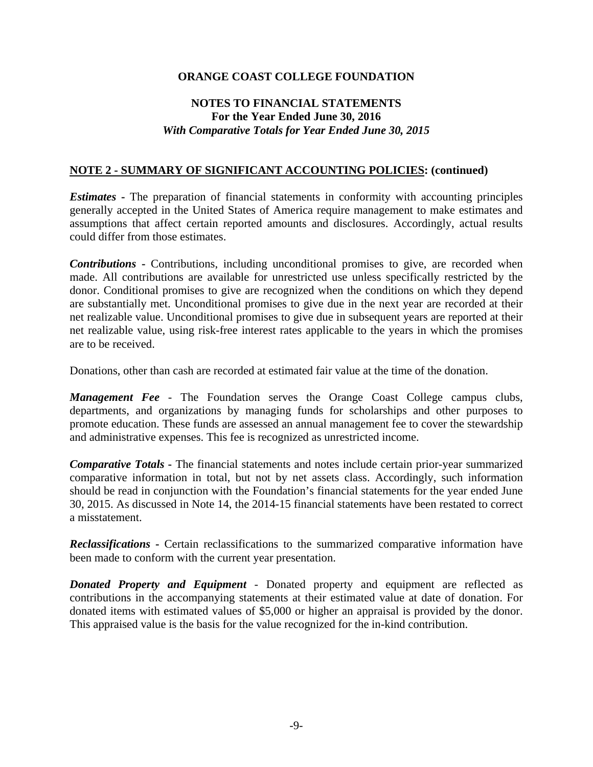# ORANGE COAST COLLEGE FOUNDATION

## NOTES TO FINANCIAL STATEMENTS
**For the Year Ended June 30, 2016**
***With Comparative Totals for Year Ended June 30, 2015***

### NOTE 2 - SUMMARY OF SIGNIFICANT ACCOUNTING POLICIES: (continued)

***Estimates*** - The preparation of financial statements in conformity with accounting principles generally accepted in the United States of America require management to make estimates and assumptions that affect certain reported amounts and disclosures. Accordingly, actual results could differ from those estimates.

***Contributions*** - Contributions, including unconditional promises to give, are recorded when made. All contributions are available for unrestricted use unless specifically restricted by the donor. Conditional promises to give are recognized when the conditions on which they depend are substantially met. Unconditional promises to give due in the next year are recorded at their net realizable value. Unconditional promises to give due in subsequent years are reported at their net realizable value, using risk-free interest rates applicable to the years in which the promises are to be received.

Donations, other than cash are recorded at estimated fair value at the time of the donation.

***Management Fee*** - The Foundation serves the Orange Coast College campus clubs, departments, and organizations by managing funds for scholarships and other purposes to promote education. These funds are assessed an annual management fee to cover the stewardship and administrative expenses. This fee is recognized as unrestricted income.

***Comparative Totals*** - The financial statements and notes include certain prior-year summarized comparative information in total, but not by net assets class. Accordingly, such information should be read in conjunction with the Foundation's financial statements for the year ended June 30, 2015. As discussed in Note 14, the 2014-15 financial statements have been restated to correct a misstatement.

***Reclassifications*** - Certain reclassifications to the summarized comparative information have been made to conform with the current year presentation.

***Donated Property and Equipment*** - Donated property and equipment are reflected as contributions in the accompanying statements at their estimated value at date of donation. For donated items with estimated values of $5,000 or higher an appraisal is provided by the donor. This appraised value is the basis for the value recognized for the in-kind contribution.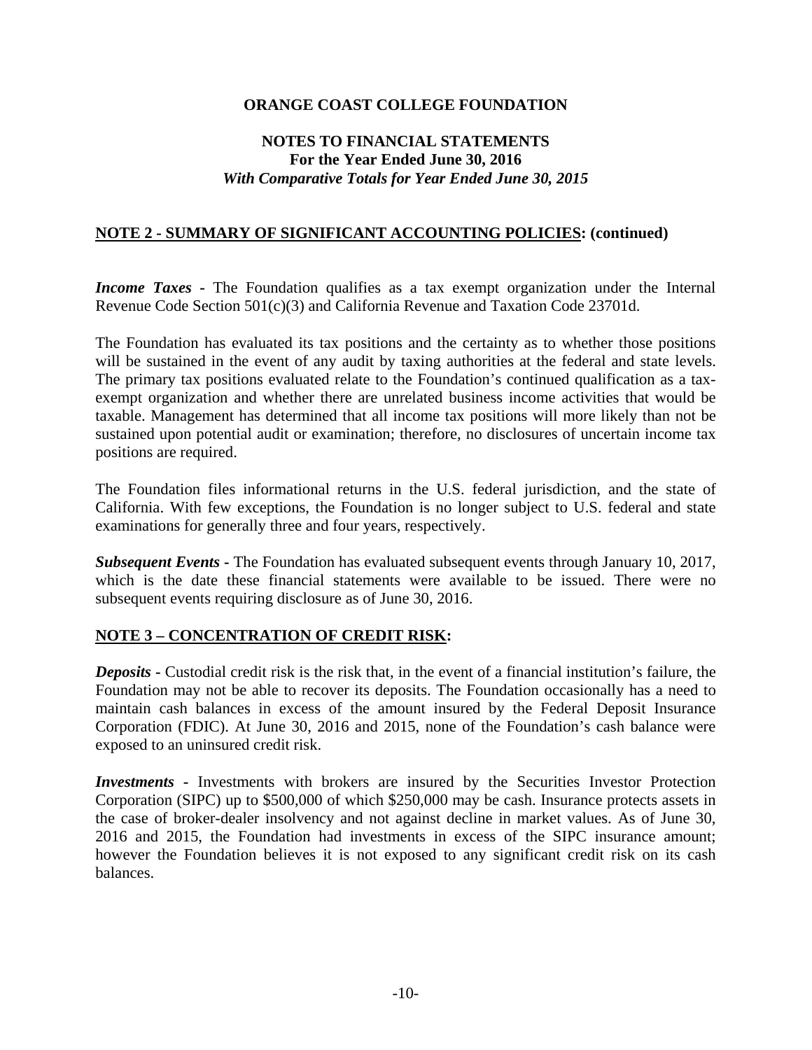**ORANGE COAST COLLEGE FOUNDATION**

**NOTES TO FINANCIAL STATEMENTS**
**For the Year Ended June 30, 2016**
***With Comparative Totals for Year Ended June 30, 2015***

## NOTE 2 - SUMMARY OF SIGNIFICANT ACCOUNTING POLICIES: (continued)

***Income Taxes*** **-** The Foundation qualifies as a tax exempt organization under the Internal Revenue Code Section 501(c)(3) and California Revenue and Taxation Code 23701d.

The Foundation has evaluated its tax positions and the certainty as to whether those positions will be sustained in the event of any audit by taxing authorities at the federal and state levels. The primary tax positions evaluated relate to the Foundation's continued qualification as a tax-exempt organization and whether there are unrelated business income activities that would be taxable. Management has determined that all income tax positions will more likely than not be sustained upon potential audit or examination; therefore, no disclosures of uncertain income tax positions are required.

The Foundation files informational returns in the U.S. federal jurisdiction, and the state of California. With few exceptions, the Foundation is no longer subject to U.S. federal and state examinations for generally three and four years, respectively.

***Subsequent Events*** **-** The Foundation has evaluated subsequent events through January 10, 2017, which is the date these financial statements were available to be issued. There were no subsequent events requiring disclosure as of June 30, 2016.

## NOTE 3 – CONCENTRATION OF CREDIT RISK:

***Deposits*** **-** Custodial credit risk is the risk that, in the event of a financial institution's failure, the Foundation may not be able to recover its deposits. The Foundation occasionally has a need to maintain cash balances in excess of the amount insured by the Federal Deposit Insurance Corporation (FDIC). At June 30, 2016 and 2015, none of the Foundation's cash balance were exposed to an uninsured credit risk.

***Investments*** **-** Investments with brokers are insured by the Securities Investor Protection Corporation (SIPC) up to $500,000 of which $250,000 may be cash. Insurance protects assets in the case of broker-dealer insolvency and not against decline in market values. As of June 30, 2016 and 2015, the Foundation had investments in excess of the SIPC insurance amount; however the Foundation believes it is not exposed to any significant credit risk on its cash balances.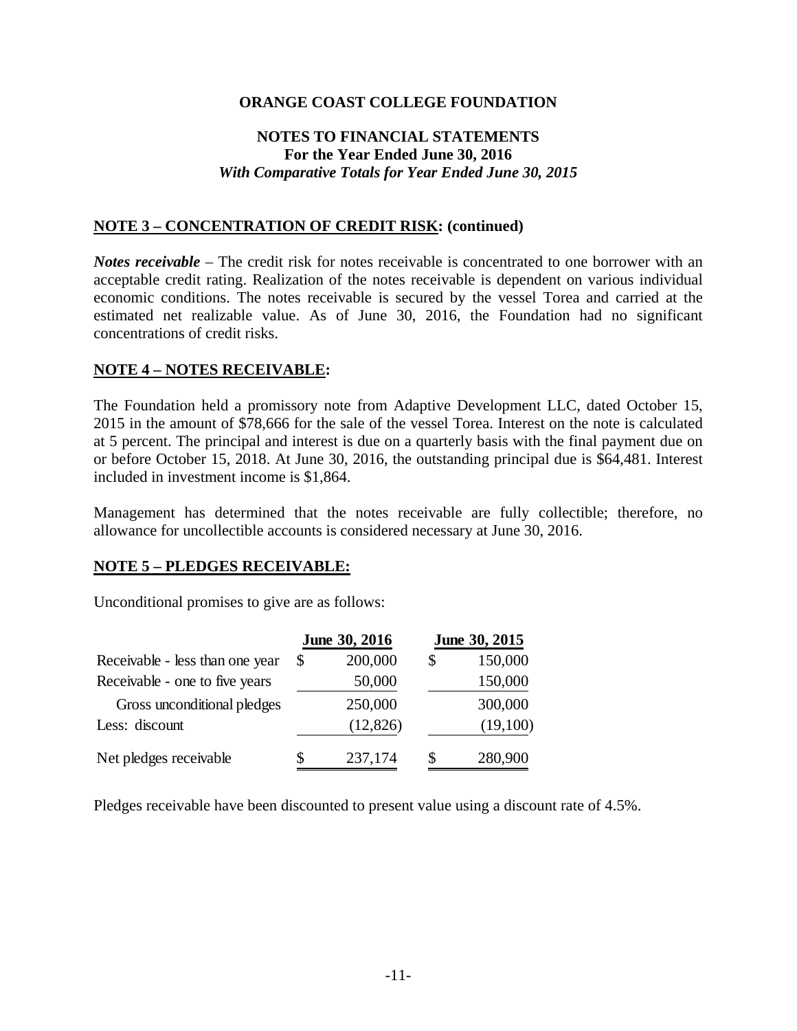# ORANGE COAST COLLEGE FOUNDATION

## NOTES TO FINANCIAL STATEMENTS
**For the Year Ended June 30, 2016**
***With Comparative Totals for Year Ended June 30, 2015***

### NOTE 3 – CONCENTRATION OF CREDIT RISK: (continued)

***Notes receivable*** – The credit risk for notes receivable is concentrated to one borrower with an acceptable credit rating. Realization of the notes receivable is dependent on various individual economic conditions. The notes receivable is secured by the vessel Torea and carried at the estimated net realizable value. As of June 30, 2016, the Foundation had no significant concentrations of credit risks.

### NOTE 4 – NOTES RECEIVABLE:

The Foundation held a promissory note from Adaptive Development LLC, dated October 15, 2015 in the amount of $78,666 for the sale of the vessel Torea. Interest on the note is calculated at 5 percent. The principal and interest is due on a quarterly basis with the final payment due on or before October 15, 2018. At June 30, 2016, the outstanding principal due is $64,481. Interest included in investment income is $1,864.

Management has determined that the notes receivable are fully collectible; therefore, no allowance for uncollectible accounts is considered necessary at June 30, 2016.

### NOTE 5 – PLEDGES RECEIVABLE:

Unconditional promises to give are as follows:

| | June 30, 2016 | June 30, 2015 |
|---|---|---|
| Receivable - less than one year | $ 200,000 | $ 150,000 |
| Receivable - one to five years | 50,000 | 150,000 |
| Gross unconditional pledges | 250,000 | 300,000 |
| Less: discount | (12,826) | (19,100) |
| Net pledges receivable | $ 237,174 | $ 280,900 |

Pledges receivable have been discounted to present value using a discount rate of 4.5%.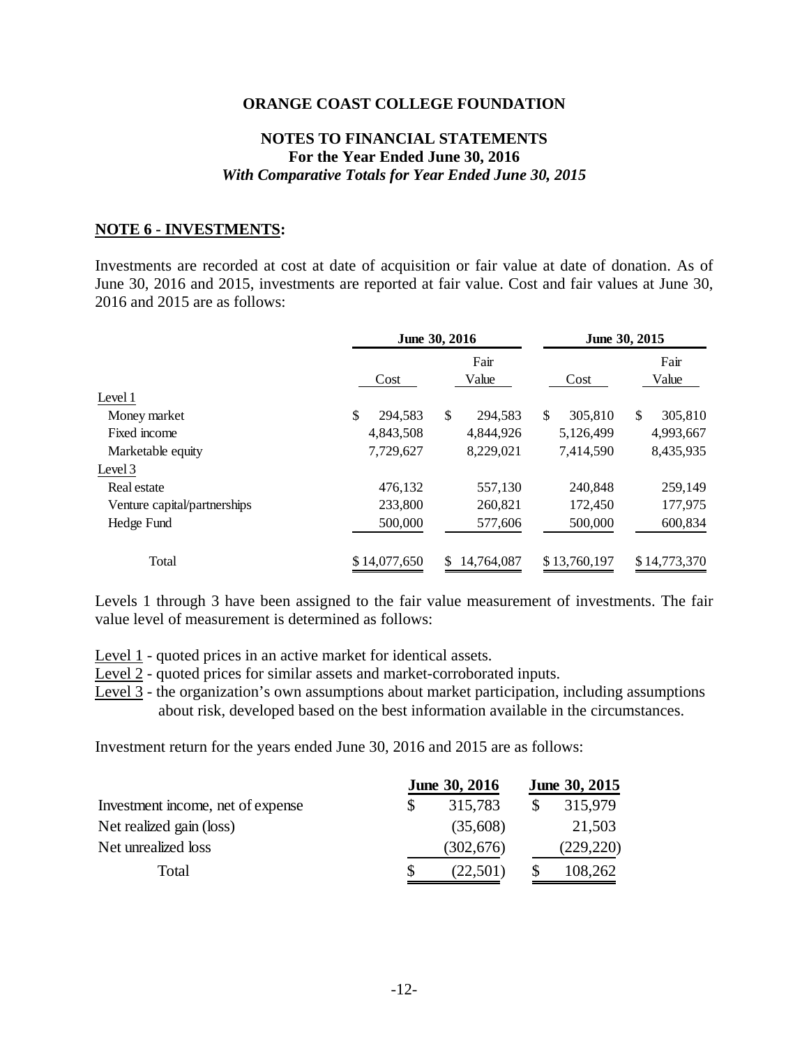**ORANGE COAST COLLEGE FOUNDATION**

**NOTES TO FINANCIAL STATEMENTS**
**For the Year Ended June 30, 2016**
***With Comparative Totals for Year Ended June 30, 2015***

**NOTE 6 - INVESTMENTS:**

Investments are recorded at cost at date of acquisition or fair value at date of donation. As of June 30, 2016 and 2015, investments are reported at fair value. Cost and fair values at June 30, 2016 and 2015 are as follows:

| | June 30, 2016 | | June 30, 2015 | |
|---|---|---|---|---|
| | Cost | Fair Value | Cost | Fair Value |
| Level 1 | | | | |
| Money market | $ 294,583 | $ 294,583 | $ 305,810 | $ 305,810 |
| Fixed income | 4,843,508 | 4,844,926 | 5,126,499 | 4,993,667 |
| Marketable equity | 7,729,627 | 8,229,021 | 7,414,590 | 8,435,935 |
| Level 3 | | | | |
| Real estate | 476,132 | 557,130 | 240,848 | 259,149 |
| Venture capital/partnerships | 233,800 | 260,821 | 172,450 | 177,975 |
| Hedge Fund | 500,000 | 577,606 | 500,000 | 600,834 |
| Total | $ 14,077,650 | $ 14,764,087 | $ 13,760,197 | $ 14,773,370 |

Levels 1 through 3 have been assigned to the fair value measurement of investments. The fair value level of measurement is determined as follows:

Level 1 - quoted prices in an active market for identical assets.
Level 2 - quoted prices for similar assets and market-corroborated inputs.
Level 3 - the organization's own assumptions about market participation, including assumptions about risk, developed based on the best information available in the circumstances.

Investment return for the years ended June 30, 2016 and 2015 are as follows:

| | June 30, 2016 | June 30, 2015 |
|---|---|---|
| Investment income, net of expense | $ 315,783 | $ 315,979 |
| Net realized gain (loss) | (35,608) | 21,503 |
| Net unrealized loss | (302,676) | (229,220) |
| Total | $ (22,501) | $ 108,262 |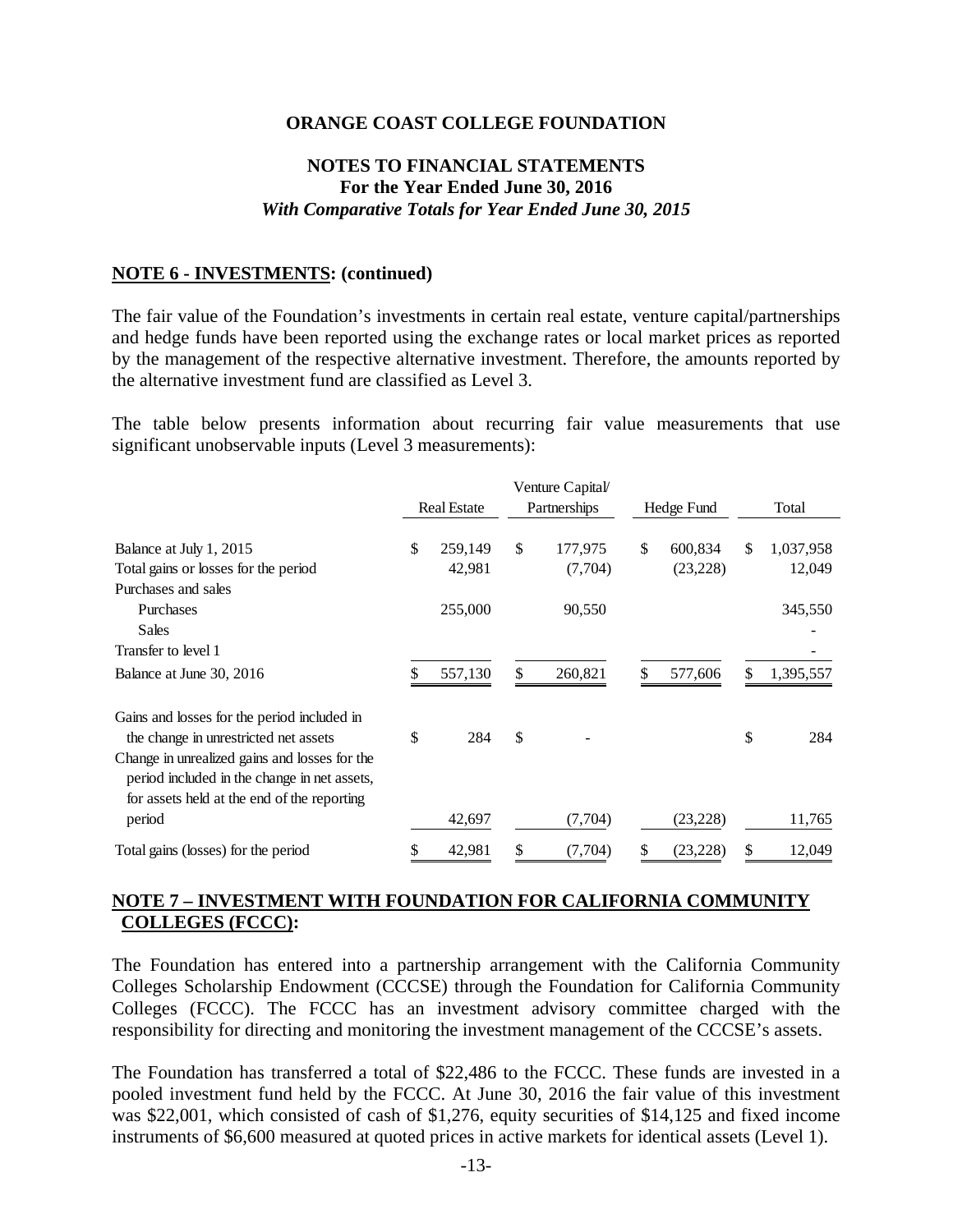# ORANGE COAST COLLEGE FOUNDATION

## NOTES TO FINANCIAL STATEMENTS
**For the Year Ended June 30, 2016**
***With Comparative Totals for Year Ended June 30, 2015***

**NOTE 6 - INVESTMENTS: (continued)**

The fair value of the Foundation's investments in certain real estate, venture capital/partnerships and hedge funds have been reported using the exchange rates or local market prices as reported by the management of the respective alternative investment. Therefore, the amounts reported by the alternative investment fund are classified as Level 3.

The table below presents information about recurring fair value measurements that use significant unobservable inputs (Level 3 measurements):

| | Real Estate | Venture Capital/ Partnerships | Hedge Fund | Total |
|---|---|---|---|---|
| Balance at July 1, 2015 | $ 259,149 | $ 177,975 | $ 600,834 | $ 1,037,958 |
| Total gains or losses for the period | 42,981 | (7,704) | (23,228) | 12,049 |
| Purchases and sales | | | | |
| Purchases | 255,000 | 90,550 | | 345,550 |
| Sales | | | | - |
| Transfer to level 1 | | | | - |
| Balance at June 30, 2016 | $ 557,130 | $ 260,821 | $ 577,606 | $ 1,395,557 |
| Gains and losses for the period included in the change in unrestricted net assets | $ 284 | $ - | | $ 284 |
| Change in unrealized gains and losses for the period included in the change in net assets, for assets held at the end of the reporting period | 42,697 | (7,704) | (23,228) | 11,765 |
| Total gains (losses) for the period | $ 42,981 | $ (7,704) | $ (23,228) | $ 12,049 |

**NOTE 7 – INVESTMENT WITH FOUNDATION FOR CALIFORNIA COMMUNITY COLLEGES (FCCC):**

The Foundation has entered into a partnership arrangement with the California Community Colleges Scholarship Endowment (CCCSE) through the Foundation for California Community Colleges (FCCC). The FCCC has an investment advisory committee charged with the responsibility for directing and monitoring the investment management of the CCCSE's assets.

The Foundation has transferred a total of $22,486 to the FCCC. These funds are invested in a pooled investment fund held by the FCCC. At June 30, 2016 the fair value of this investment was $22,001, which consisted of cash of $1,276, equity securities of $14,125 and fixed income instruments of $6,600 measured at quoted prices in active markets for identical assets (Level 1).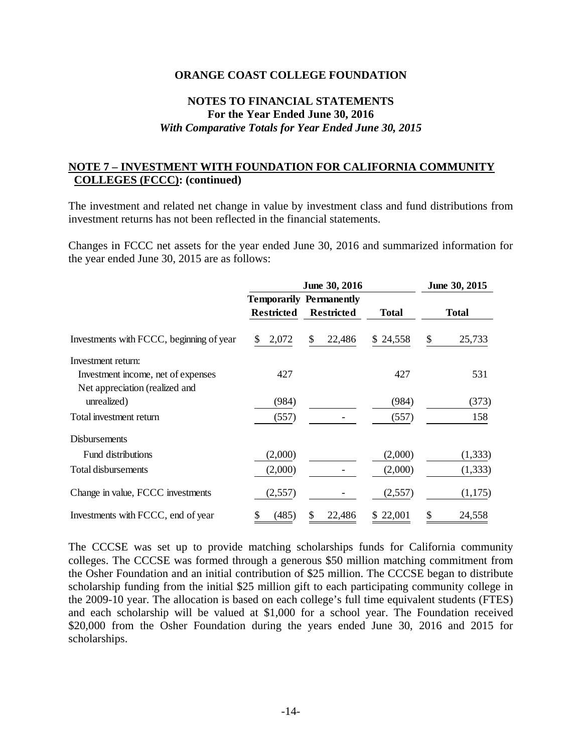**ORANGE COAST COLLEGE FOUNDATION**

**NOTES TO FINANCIAL STATEMENTS**
**For the Year Ended June 30, 2016**
***With Comparative Totals for Year Ended June 30, 2015***

## NOTE 7 – INVESTMENT WITH FOUNDATION FOR CALIFORNIA COMMUNITY COLLEGES (FCCC): (continued)

The investment and related net change in value by investment class and fund distributions from investment returns has not been reflected in the financial statements.

Changes in FCCC net assets for the year ended June 30, 2016 and summarized information for the year ended June 30, 2015 are as follows:

| | June 30, 2016 | | | June 30, 2015 |
|---|---|---|---|---|
| | Temporarily Restricted | Permanently Restricted | Total | Total |
| Investments with FCCC, beginning of year | $ 2,072 | $ 22,486 | $ 24,558 | $ 25,733 |
| Investment return: | | | | |
| Investment income, net of expenses | 427 | | 427 | 531 |
| Net appreciation (realized and unrealized) | (984) | | (984) | (373) |
| Total investment return | (557) | - | (557) | 158 |
| Disbursements | | | | |
| Fund distributions | (2,000) | | (2,000) | (1,333) |
| Total disbursements | (2,000) | - | (2,000) | (1,333) |
| Change in value, FCCC investments | (2,557) | - | (2,557) | (1,175) |
| Investments with FCCC, end of year | $ (485) | $ 22,486 | $ 22,001 | $ 24,558 |

The CCCSE was set up to provide matching scholarships funds for California community colleges. The CCCSE was formed through a generous $50 million matching commitment from the Osher Foundation and an initial contribution of $25 million. The CCCSE began to distribute scholarship funding from the initial $25 million gift to each participating community college in the 2009-10 year. The allocation is based on each college's full time equivalent students (FTES) and each scholarship will be valued at $1,000 for a school year. The Foundation received $20,000 from the Osher Foundation during the years ended June 30, 2016 and 2015 for scholarships.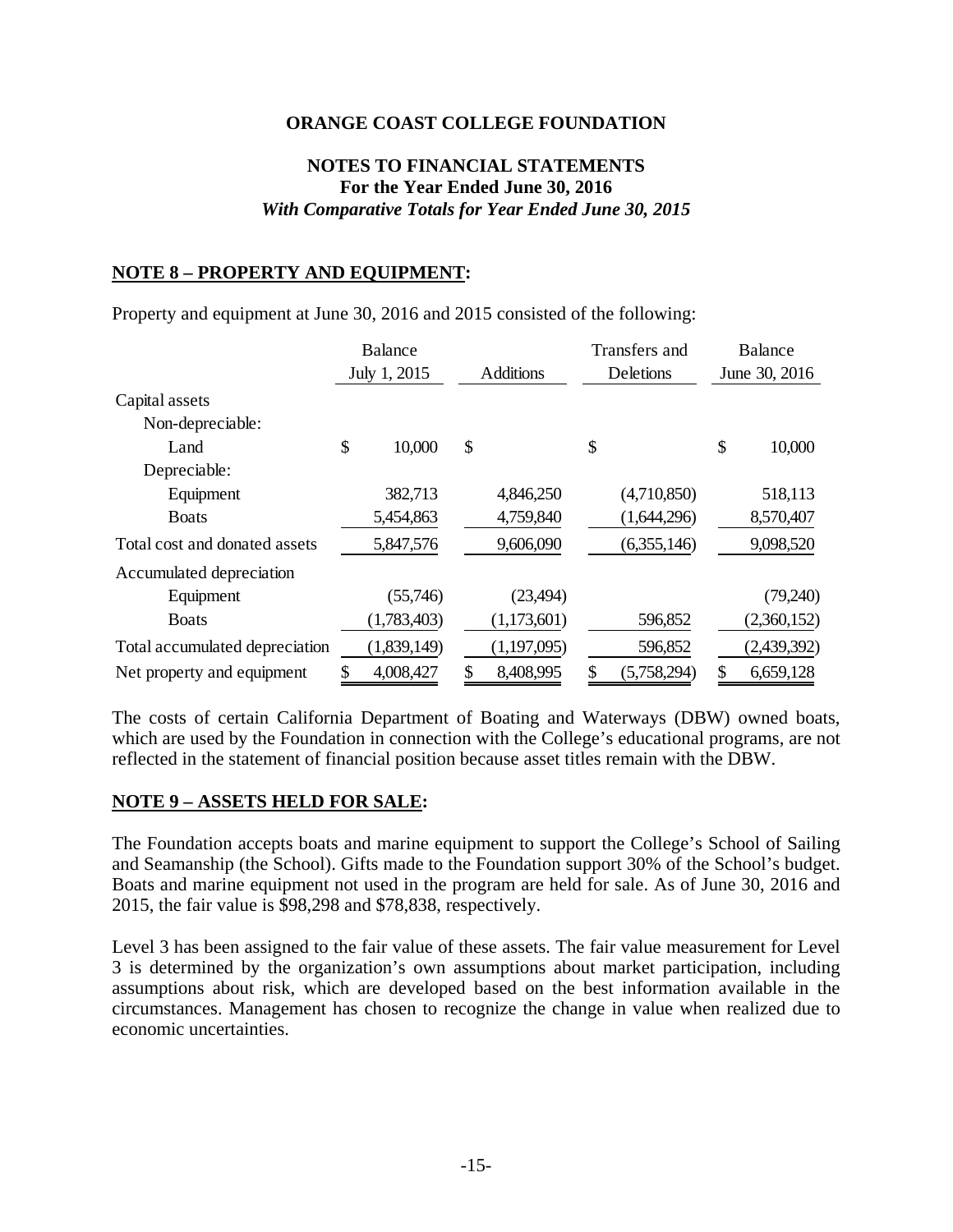**ORANGE COAST COLLEGE FOUNDATION**

**NOTES TO FINANCIAL STATEMENTS**
**For the Year Ended June 30, 2016**
***With Comparative Totals for Year Ended June 30, 2015***

## NOTE 8 – PROPERTY AND EQUIPMENT:

Property and equipment at June 30, 2016 and 2015 consisted of the following:

| | Balance July 1, 2015 | Additions | Transfers and Deletions | Balance June 30, 2016 |
|---|---|---|---|---|
| Capital assets | | | | |
| Non-depreciable: | | | | |
| Land | $ 10,000 | $ | $ | $ 10,000 |
| Depreciable: | | | | |
| Equipment | 382,713 | 4,846,250 | (4,710,850) | 518,113 |
| Boats | 5,454,863 | 4,759,840 | (1,644,296) | 8,570,407 |
| Total cost and donated assets | 5,847,576 | 9,606,090 | (6,355,146) | 9,098,520 |
| Accumulated depreciation | | | | |
| Equipment | (55,746) | (23,494) | | (79,240) |
| Boats | (1,783,403) | (1,173,601) | 596,852 | (2,360,152) |
| Total accumulated depreciation | (1,839,149) | (1,197,095) | 596,852 | (2,439,392) |
| Net property and equipment | $ 4,008,427 | $ 8,408,995 | $ (5,758,294) | $ 6,659,128 |

The costs of certain California Department of Boating and Waterways (DBW) owned boats, which are used by the Foundation in connection with the College's educational programs, are not reflected in the statement of financial position because asset titles remain with the DBW.

## NOTE 9 – ASSETS HELD FOR SALE:

The Foundation accepts boats and marine equipment to support the College's School of Sailing and Seamanship (the School). Gifts made to the Foundation support 30% of the School's budget. Boats and marine equipment not used in the program are held for sale. As of June 30, 2016 and 2015, the fair value is $98,298 and $78,838, respectively.

Level 3 has been assigned to the fair value of these assets. The fair value measurement for Level 3 is determined by the organization's own assumptions about market participation, including assumptions about risk, which are developed based on the best information available in the circumstances. Management has chosen to recognize the change in value when realized due to economic uncertainties.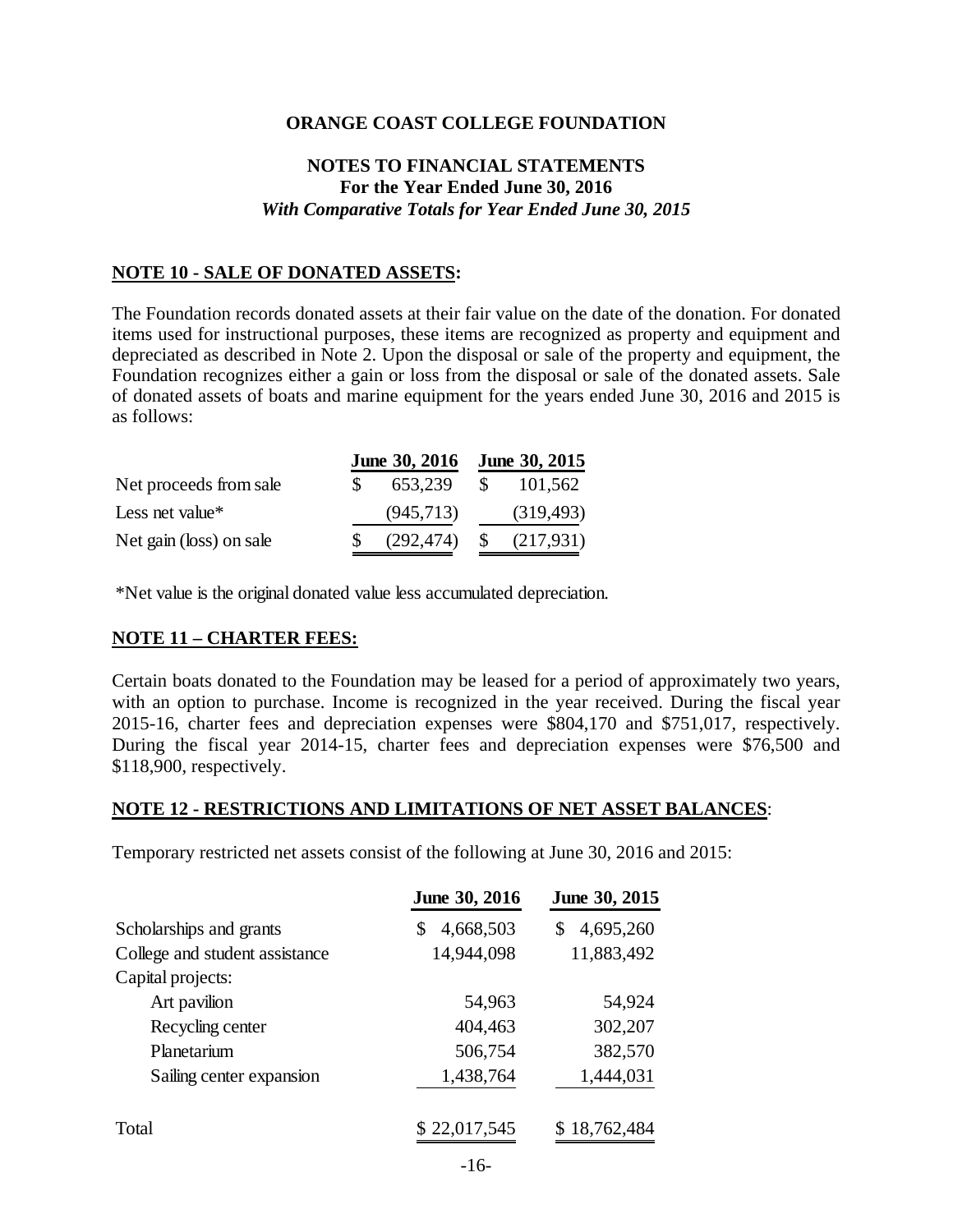# ORANGE COAST COLLEGE FOUNDATION

## NOTES TO FINANCIAL STATEMENTS
**For the Year Ended June 30, 2016**
*With Comparative Totals for Year Ended June 30, 2015*

### NOTE 10 - SALE OF DONATED ASSETS:

The Foundation records donated assets at their fair value on the date of the donation. For donated items used for instructional purposes, these items are recognized as property and equipment and depreciated as described in Note 2. Upon the disposal or sale of the property and equipment, the Foundation recognizes either a gain or loss from the disposal or sale of the donated assets. Sale of donated assets of boats and marine equipment for the years ended June 30, 2016 and 2015 is as follows:

| | June 30, 2016 | June 30, 2015 |
|---|---|---|
| Net proceeds from sale | $ 653,239 | $ 101,562 |
| Less net value* | (945,713) | (319,493) |
| Net gain (loss) on sale | $ (292,474) | $ (217,931) |

*Net value is the original donated value less accumulated depreciation.

### NOTE 11 – CHARTER FEES:

Certain boats donated to the Foundation may be leased for a period of approximately two years, with an option to purchase. Income is recognized in the year received. During the fiscal year 2015-16, charter fees and depreciation expenses were $804,170 and $751,017, respectively. During the fiscal year 2014-15, charter fees and depreciation expenses were $76,500 and $118,900, respectively.

### NOTE 12 - RESTRICTIONS AND LIMITATIONS OF NET ASSET BALANCES:

Temporary restricted net assets consist of the following at June 30, 2016 and 2015:

| | June 30, 2016 | June 30, 2015 |
|---|---|---|
| Scholarships and grants | $ 4,668,503 | $ 4,695,260 |
| College and student assistance | 14,944,098 | 11,883,492 |
| Capital projects: | | |
| Art pavilion | 54,963 | 54,924 |
| Recycling center | 404,463 | 302,207 |
| Planetarium | 506,754 | 382,570 |
| Sailing center expansion | 1,438,764 | 1,444,031 |
| Total | $ 22,017,545 | $ 18,762,484 |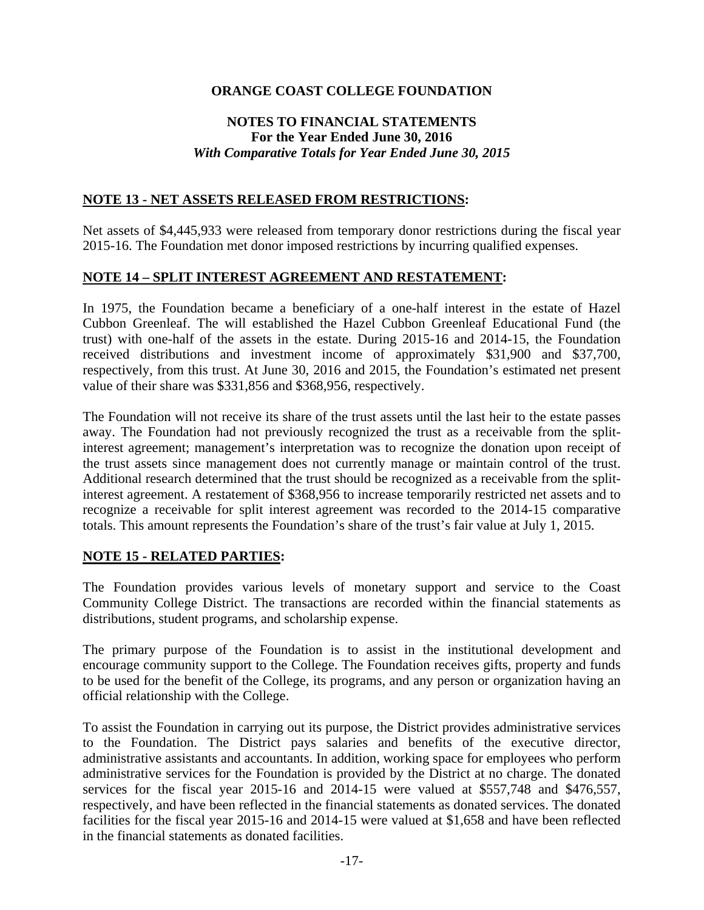**ORANGE COAST COLLEGE FOUNDATION**

**NOTES TO FINANCIAL STATEMENTS**
**For the Year Ended June 30, 2016**
***With Comparative Totals for Year Ended June 30, 2015***

## NOTE 13 - NET ASSETS RELEASED FROM RESTRICTIONS:

Net assets of $4,445,933 were released from temporary donor restrictions during the fiscal year 2015-16. The Foundation met donor imposed restrictions by incurring qualified expenses.

## NOTE 14 – SPLIT INTEREST AGREEMENT AND RESTATEMENT:

In 1975, the Foundation became a beneficiary of a one-half interest in the estate of Hazel Cubbon Greenleaf. The will established the Hazel Cubbon Greenleaf Educational Fund (the trust) with one-half of the assets in the estate. During 2015-16 and 2014-15, the Foundation received distributions and investment income of approximately $31,900 and $37,700, respectively, from this trust. At June 30, 2016 and 2015, the Foundation's estimated net present value of their share was $331,856 and $368,956, respectively.

The Foundation will not receive its share of the trust assets until the last heir to the estate passes away. The Foundation had not previously recognized the trust as a receivable from the split-interest agreement; management's interpretation was to recognize the donation upon receipt of the trust assets since management does not currently manage or maintain control of the trust. Additional research determined that the trust should be recognized as a receivable from the split-interest agreement. A restatement of $368,956 to increase temporarily restricted net assets and to recognize a receivable for split interest agreement was recorded to the 2014-15 comparative totals. This amount represents the Foundation's share of the trust's fair value at July 1, 2015.

## NOTE 15 - RELATED PARTIES:

The Foundation provides various levels of monetary support and service to the Coast Community College District. The transactions are recorded within the financial statements as distributions, student programs, and scholarship expense.

The primary purpose of the Foundation is to assist in the institutional development and encourage community support to the College. The Foundation receives gifts, property and funds to be used for the benefit of the College, its programs, and any person or organization having an official relationship with the College.

To assist the Foundation in carrying out its purpose, the District provides administrative services to the Foundation. The District pays salaries and benefits of the executive director, administrative assistants and accountants. In addition, working space for employees who perform administrative services for the Foundation is provided by the District at no charge. The donated services for the fiscal year 2015-16 and 2014-15 were valued at $557,748 and $476,557, respectively, and have been reflected in the financial statements as donated services. The donated facilities for the fiscal year 2015-16 and 2014-15 were valued at $1,658 and have been reflected in the financial statements as donated facilities.